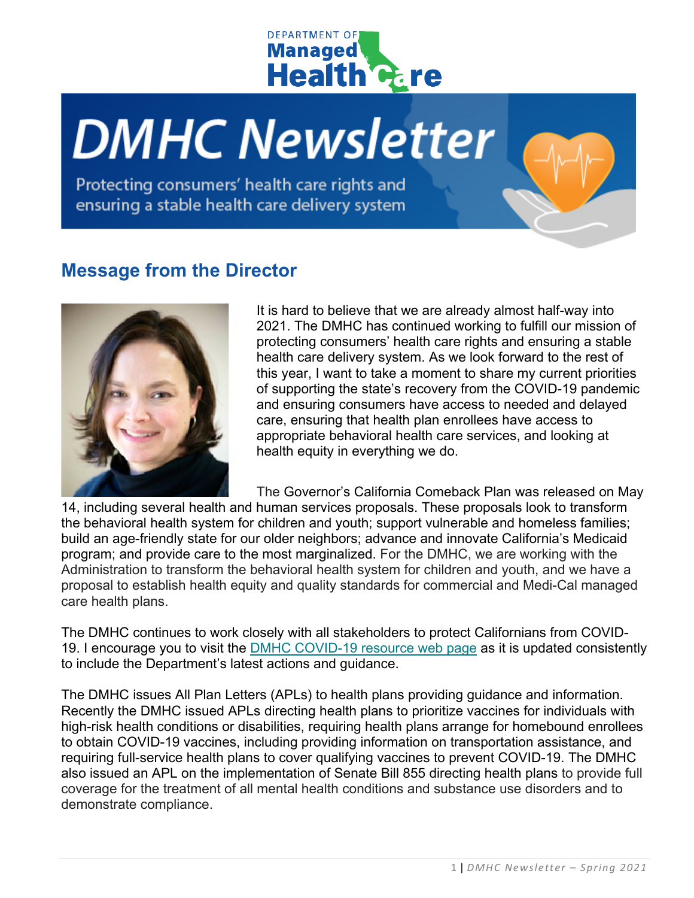# DMHC Newsletter

Protecting consumers' health care rights and ensuring a stable health care delivery system

## Message from the Director

It is hard to believe that we are already almost half-way into 2021. The DMHC has continued working to fulfill our mission of protecting consumers' health care rights and ensuring a stable health care delivery system. As we look forward to the rest of this year, I want to take a moment to share my current priorities of supporting the state's recovery from the COVID-19 pandemic and ensuring consumers have access to needed and delayed care, ensuring that health plan enrollees have access to appropriate behavioral health care services, and looking at health equity in everything we do.

The Governor's California Comeback Plan was released on May 14, including several health and human services proposals. These proposals look to transform the behavioral health system for children and youth; support vulnerable and homeless families; build an age-friendly state for our older neighbors; advance and innovate California's Medicaid program; and provide care to the most marginalized. For the DMHC, we are working with the Administration to transform the behavioral health system for children and youth, and we have a proposal to establish health equity and quality standards for commercial and Medi-Cal managed care health plans.

The DMHC continues to work closely with all stakeholders to protect Californians from COVID-19. I encourage you to visit the DMHC COVID-19 resource web page as it is updated consistently to include the Department's latest actions and guidance.

The DMHC issues All Plan Letters (APLs) to health plans providing guidance and information. Recently the DMHC issued APLs directing health plans to prioritize vaccines for individuals with high-risk health conditions or disabilities, requiring health plans arrange for homebound enrollees to obtain COVID-19 vaccines, including providing information on transportation assistance, and requiring full-service health plans to cover qualifying vaccines to prevent COVID-19. The DMHC also issued an APL on the implementation of Senate Bill 855 directing health plans to provide full coverage for the treatment of all mental health conditions and substance use disorders and to demonstrate compliance.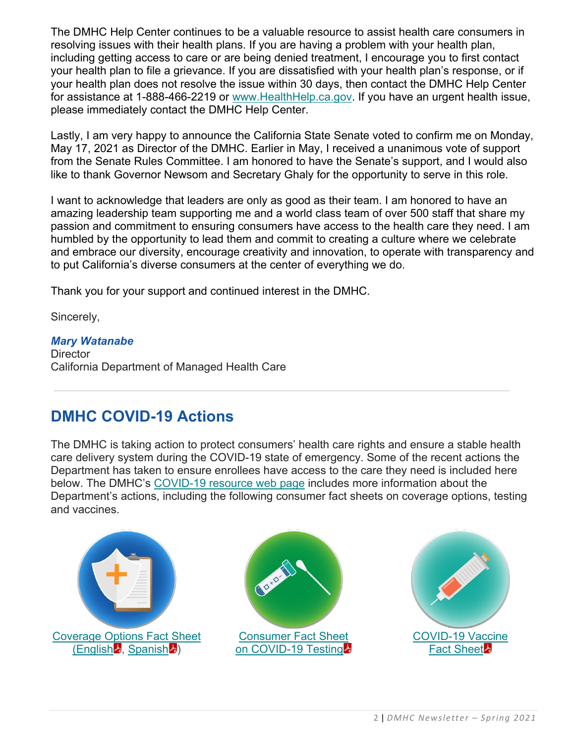The DMHC Help Center continues to be a valuable resource to assist health care consumers in resolving issues with their health plans. If you are having a problem with your health plan, including getting access to care or are being denied treatment, I encourage you to first contact your health plan to file a grievance. If you are dissatisfied with your health plan's response, or if your health plan does not resolve the issue within 30 days, then contact the DMHC Help Center for assistance at 1-888-466-2219 or www.HealthHelp.ca.gov. If you have an urgent health issue, please immediately contact the DMHC Help Center.

Lastly, I am very happy to announce the California State Senate voted to confirm me on Monday, May 17, 2021 as Director of the DMHC. Earlier in May, I received a unanimous vote of support from the Senate Rules Committee. I am honored to have the Senate's support, and I would also like to thank Governor Newsom and Secretary Ghaly for the opportunity to serve in this role.

I want to acknowledge that leaders are only as good as their team. I am honored to have an amazing leadership team supporting me and a world class team of over 500 staff that share my passion and commitment to ensuring consumers have access to the health care they need. I am humbled by the opportunity to lead them and commit to creating a culture where we celebrate and embrace our diversity, encourage creativity and innovation, to operate with transparency and to put California's diverse consumers at the center of everything we do.

Thank you for your support and continued interest in the DMHC.

Sincerely,

***Mary Watanabe***
Director
California Department of Managed Health Care

---

## DMHC COVID-19 Actions

The DMHC is taking action to protect consumers' health care rights and ensure a stable health care delivery system during the COVID-19 state of emergency. Some of the recent actions the Department has taken to ensure enrollees have access to the care they need is included here below. The DMHC's COVID-19 resource web page includes more information about the Department's actions, including the following consumer fact sheets on coverage options, testing and vaccines.

Coverage Options Fact Sheet (English, Spanish)

Consumer Fact Sheet on COVID-19 Testing

COVID-19 Vaccine Fact Sheet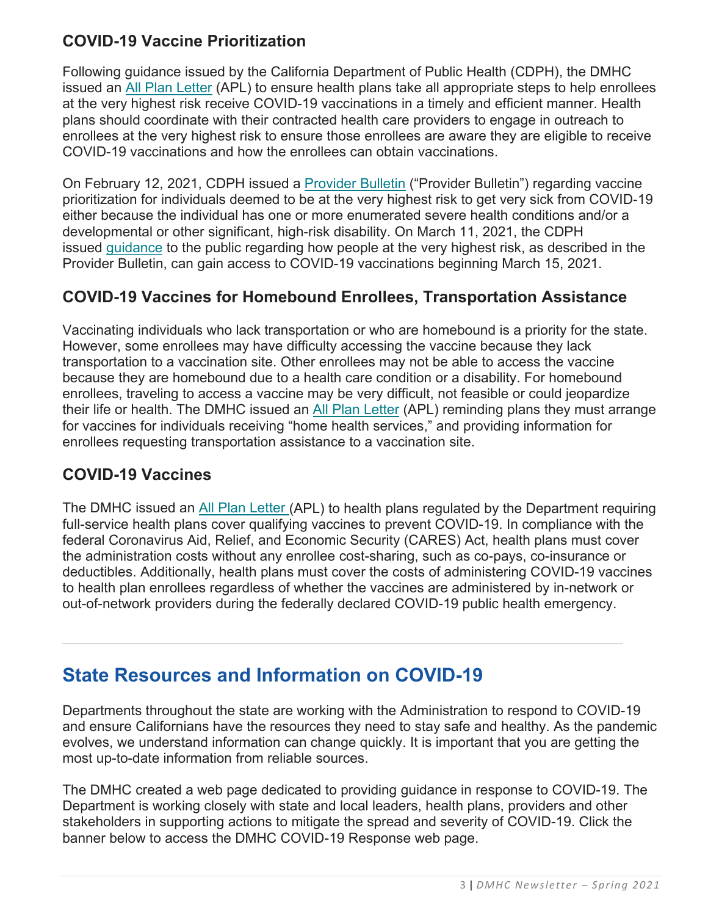### COVID-19 Vaccine Prioritization

Following guidance issued by the California Department of Public Health (CDPH), the DMHC issued an All Plan Letter (APL) to ensure health plans take all appropriate steps to help enrollees at the very highest risk receive COVID-19 vaccinations in a timely and efficient manner. Health plans should coordinate with their contracted health care providers to engage in outreach to enrollees at the very highest risk to ensure those enrollees are aware they are eligible to receive COVID-19 vaccinations and how the enrollees can obtain vaccinations.

On February 12, 2021, CDPH issued a Provider Bulletin ("Provider Bulletin") regarding vaccine prioritization for individuals deemed to be at the very highest risk to get very sick from COVID-19 either because the individual has one or more enumerated severe health conditions and/or a developmental or other significant, high-risk disability. On March 11, 2021, the CDPH issued guidance to the public regarding how people at the very highest risk, as described in the Provider Bulletin, can gain access to COVID-19 vaccinations beginning March 15, 2021.

### COVID-19 Vaccines for Homebound Enrollees, Transportation Assistance

Vaccinating individuals who lack transportation or who are homebound is a priority for the state. However, some enrollees may have difficulty accessing the vaccine because they lack transportation to a vaccination site. Other enrollees may not be able to access the vaccine because they are homebound due to a health care condition or a disability. For homebound enrollees, traveling to access a vaccine may be very difficult, not feasible or could jeopardize their life or health. The DMHC issued an All Plan Letter (APL) reminding plans they must arrange for vaccines for individuals receiving "home health services," and providing information for enrollees requesting transportation assistance to a vaccination site.

### COVID-19 Vaccines

The DMHC issued an All Plan Letter (APL) to health plans regulated by the Department requiring full-service health plans cover qualifying vaccines to prevent COVID-19. In compliance with the federal Coronavirus Aid, Relief, and Economic Security (CARES) Act, health plans must cover the administration costs without any enrollee cost-sharing, such as co-pays, co-insurance or deductibles. Additionally, health plans must cover the costs of administering COVID-19 vaccines to health plan enrollees regardless of whether the vaccines are administered by in-network or out-of-network providers during the federally declared COVID-19 public health emergency.

---

## State Resources and Information on COVID-19

Departments throughout the state are working with the Administration to respond to COVID-19 and ensure Californians have the resources they need to stay safe and healthy. As the pandemic evolves, we understand information can change quickly. It is important that you are getting the most up-to-date information from reliable sources.

The DMHC created a web page dedicated to providing guidance in response to COVID-19. The Department is working closely with state and local leaders, health plans, providers and other stakeholders in supporting actions to mitigate the spread and severity of COVID-19. Click the banner below to access the DMHC COVID-19 Response web page.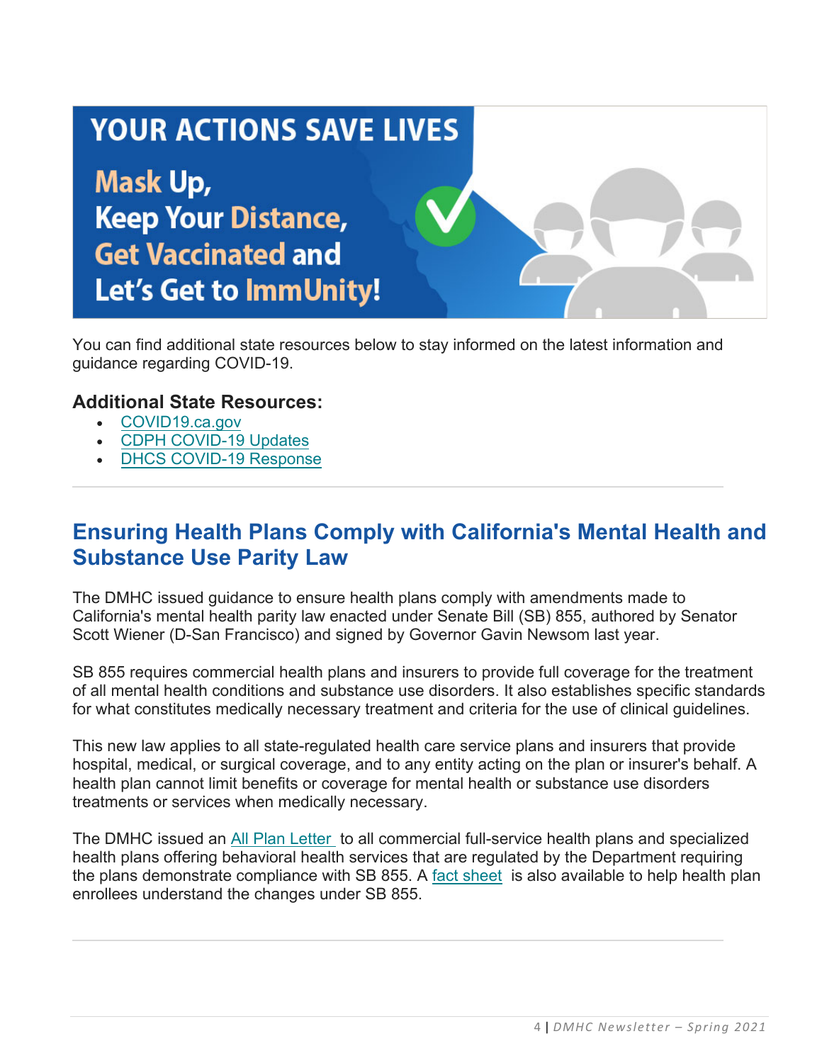YOUR ACTIONS SAVE LIVES

Mask Up,
Keep Your Distance,
Get Vaccinated and
Let's Get to ImmUnity!

You can find additional state resources below to stay informed on the latest information and guidance regarding COVID-19.

### Additional State Resources:

- COVID19.ca.gov
- CDPH COVID-19 Updates
- DHCS COVID-19 Response

---

## Ensuring Health Plans Comply with California's Mental Health and Substance Use Parity Law

The DMHC issued guidance to ensure health plans comply with amendments made to California's mental health parity law enacted under Senate Bill (SB) 855, authored by Senator Scott Wiener (D-San Francisco) and signed by Governor Gavin Newsom last year.

SB 855 requires commercial health plans and insurers to provide full coverage for the treatment of all mental health conditions and substance use disorders. It also establishes specific standards for what constitutes medically necessary treatment and criteria for the use of clinical guidelines.

This new law applies to all state-regulated health care service plans and insurers that provide hospital, medical, or surgical coverage, and to any entity acting on the plan or insurer's behalf. A health plan cannot limit benefits or coverage for mental health or substance use disorders treatments or services when medically necessary.

The DMHC issued an All Plan Letter to all commercial full-service health plans and specialized health plans offering behavioral health services that are regulated by the Department requiring the plans demonstrate compliance with SB 855. A fact sheet is also available to help health plan enrollees understand the changes under SB 855.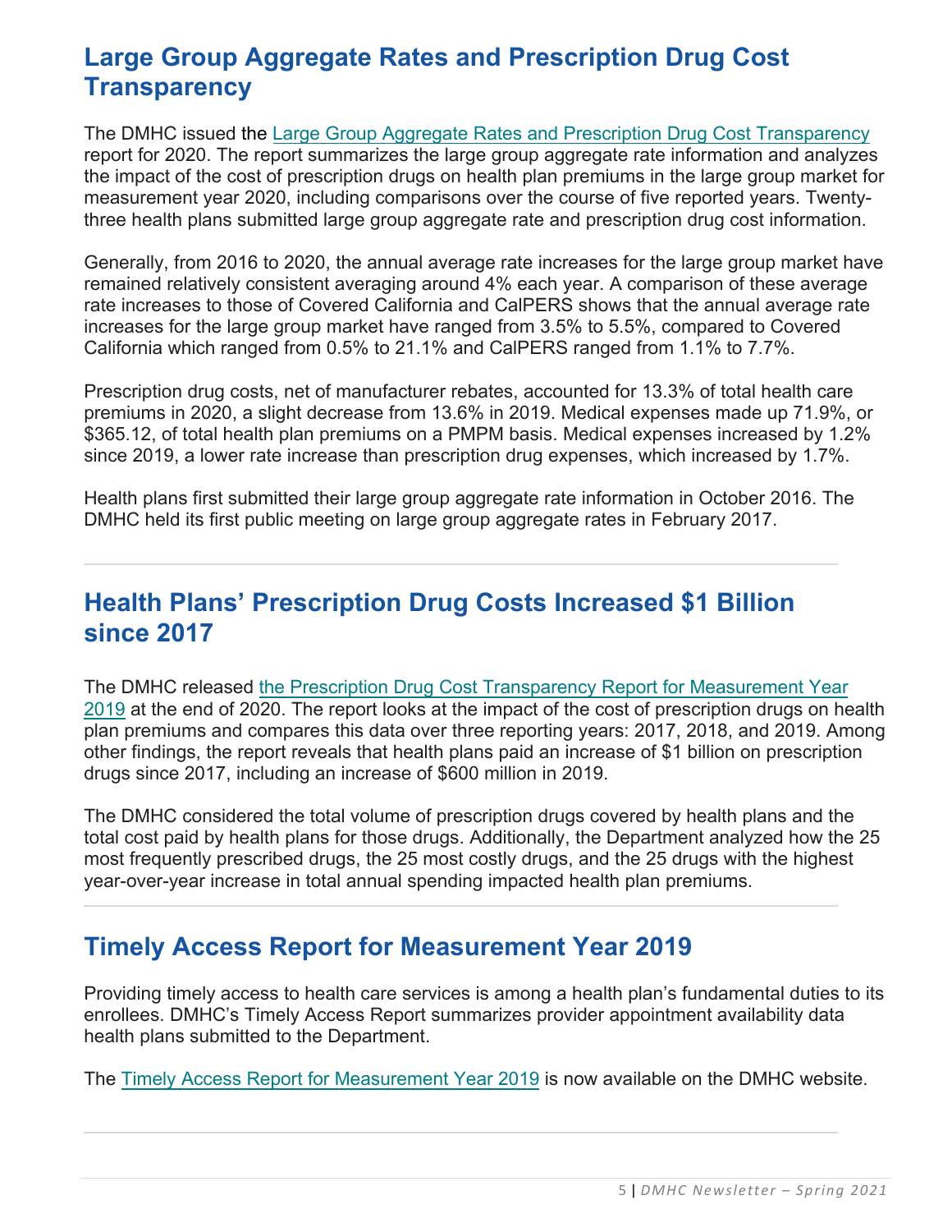## Large Group Aggregate Rates and Prescription Drug Cost Transparency

The DMHC issued the Large Group Aggregate Rates and Prescription Drug Cost Transparency report for 2020. The report summarizes the large group aggregate rate information and analyzes the impact of the cost of prescription drugs on health plan premiums in the large group market for measurement year 2020, including comparisons over the course of five reported years. Twenty-three health plans submitted large group aggregate rate and prescription drug cost information.

Generally, from 2016 to 2020, the annual average rate increases for the large group market have remained relatively consistent averaging around 4% each year. A comparison of these average rate increases to those of Covered California and CalPERS shows that the annual average rate increases for the large group market have ranged from 3.5% to 5.5%, compared to Covered California which ranged from 0.5% to 21.1% and CalPERS ranged from 1.1% to 7.7%.

Prescription drug costs, net of manufacturer rebates, accounted for 13.3% of total health care premiums in 2020, a slight decrease from 13.6% in 2019. Medical expenses made up 71.9%, or $365.12, of total health plan premiums on a PMPM basis. Medical expenses increased by 1.2% since 2019, a lower rate increase than prescription drug expenses, which increased by 1.7%.

Health plans first submitted their large group aggregate rate information in October 2016. The DMHC held its first public meeting on large group aggregate rates in February 2017.

---

## Health Plans' Prescription Drug Costs Increased $1 Billion since 2017

The DMHC released the Prescription Drug Cost Transparency Report for Measurement Year 2019 at the end of 2020. The report looks at the impact of the cost of prescription drugs on health plan premiums and compares this data over three reporting years: 2017, 2018, and 2019. Among other findings, the report reveals that health plans paid an increase of $1 billion on prescription drugs since 2017, including an increase of $600 million in 2019.

The DMHC considered the total volume of prescription drugs covered by health plans and the total cost paid by health plans for those drugs. Additionally, the Department analyzed how the 25 most frequently prescribed drugs, the 25 most costly drugs, and the 25 drugs with the highest year-over-year increase in total annual spending impacted health plan premiums.

---

## Timely Access Report for Measurement Year 2019

Providing timely access to health care services is among a health plan's fundamental duties to its enrollees. DMHC's Timely Access Report summarizes provider appointment availability data health plans submitted to the Department.

The Timely Access Report for Measurement Year 2019 is now available on the DMHC website.

---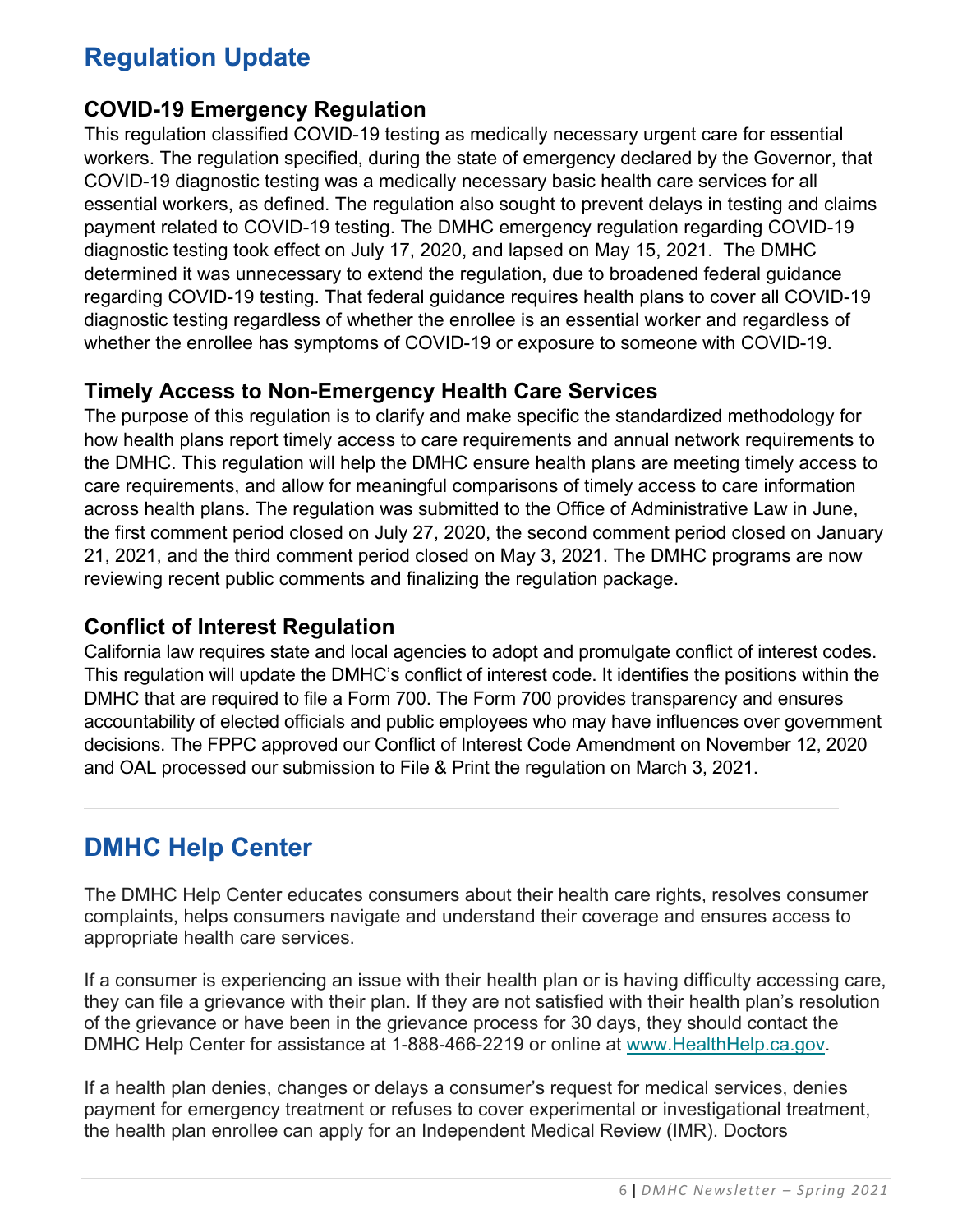## Regulation Update

### COVID-19 Emergency Regulation

This regulation classified COVID-19 testing as medically necessary urgent care for essential workers. The regulation specified, during the state of emergency declared by the Governor, that COVID-19 diagnostic testing was a medically necessary basic health care services for all essential workers, as defined. The regulation also sought to prevent delays in testing and claims payment related to COVID-19 testing. The DMHC emergency regulation regarding COVID-19 diagnostic testing took effect on July 17, 2020, and lapsed on May 15, 2021. The DMHC determined it was unnecessary to extend the regulation, due to broadened federal guidance regarding COVID-19 testing. That federal guidance requires health plans to cover all COVID-19 diagnostic testing regardless of whether the enrollee is an essential worker and regardless of whether the enrollee has symptoms of COVID-19 or exposure to someone with COVID-19.

### Timely Access to Non-Emergency Health Care Services

The purpose of this regulation is to clarify and make specific the standardized methodology for how health plans report timely access to care requirements and annual network requirements to the DMHC. This regulation will help the DMHC ensure health plans are meeting timely access to care requirements, and allow for meaningful comparisons of timely access to care information across health plans. The regulation was submitted to the Office of Administrative Law in June, the first comment period closed on July 27, 2020, the second comment period closed on January 21, 2021, and the third comment period closed on May 3, 2021. The DMHC programs are now reviewing recent public comments and finalizing the regulation package.

### Conflict of Interest Regulation

California law requires state and local agencies to adopt and promulgate conflict of interest codes. This regulation will update the DMHC's conflict of interest code. It identifies the positions within the DMHC that are required to file a Form 700. The Form 700 provides transparency and ensures accountability of elected officials and public employees who may have influences over government decisions. The FPPC approved our Conflict of Interest Code Amendment on November 12, 2020 and OAL processed our submission to File & Print the regulation on March 3, 2021.

---

## DMHC Help Center

The DMHC Help Center educates consumers about their health care rights, resolves consumer complaints, helps consumers navigate and understand their coverage and ensures access to appropriate health care services.

If a consumer is experiencing an issue with their health plan or is having difficulty accessing care, they can file a grievance with their plan. If they are not satisfied with their health plan's resolution of the grievance or have been in the grievance process for 30 days, they should contact the DMHC Help Center for assistance at 1-888-466-2219 or online at [www.HealthHelp.ca.gov](http://www.HealthHelp.ca.gov).

If a health plan denies, changes or delays a consumer's request for medical services, denies payment for emergency treatment or refuses to cover experimental or investigational treatment, the health plan enrollee can apply for an Independent Medical Review (IMR). Doctors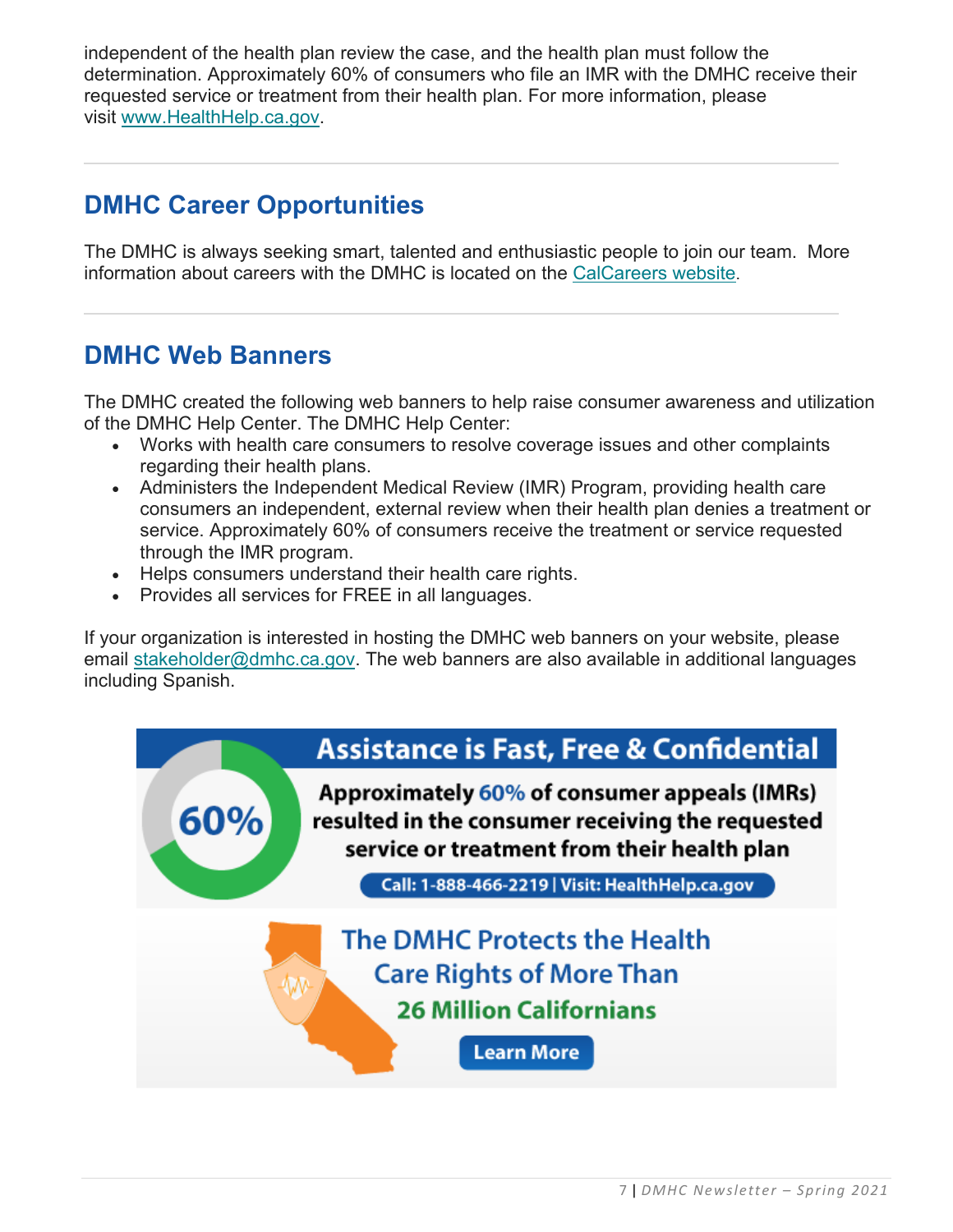independent of the health plan review the case, and the health plan must follow the determination. Approximately 60% of consumers who file an IMR with the DMHC receive their requested service or treatment from their health plan. For more information, please visit www.HealthHelp.ca.gov.

---

## DMHC Career Opportunities

The DMHC is always seeking smart, talented and enthusiastic people to join our team. More information about careers with the DMHC is located on the CalCareers website.

---

## DMHC Web Banners

The DMHC created the following web banners to help raise consumer awareness and utilization of the DMHC Help Center. The DMHC Help Center:

- Works with health care consumers to resolve coverage issues and other complaints regarding their health plans.
- Administers the Independent Medical Review (IMR) Program, providing health care consumers an independent, external review when their health plan denies a treatment or service. Approximately 60% of consumers receive the treatment or service requested through the IMR program.
- Helps consumers understand their health care rights.
- Provides all services for FREE in all languages.

If your organization is interested in hosting the DMHC web banners on your website, please email stakeholder@dmhc.ca.gov. The web banners are also available in additional languages including Spanish.

**Assistance is Fast, Free & Confidential**

60%

**Approximately 60% of consumer appeals (IMRs) resulted in the consumer receiving the requested service or treatment from their health plan**

Call: 1-888-466-2219 | Visit: HealthHelp.ca.gov

**The DMHC Protects the Health Care Rights of More Than 26 Million Californians**

Learn More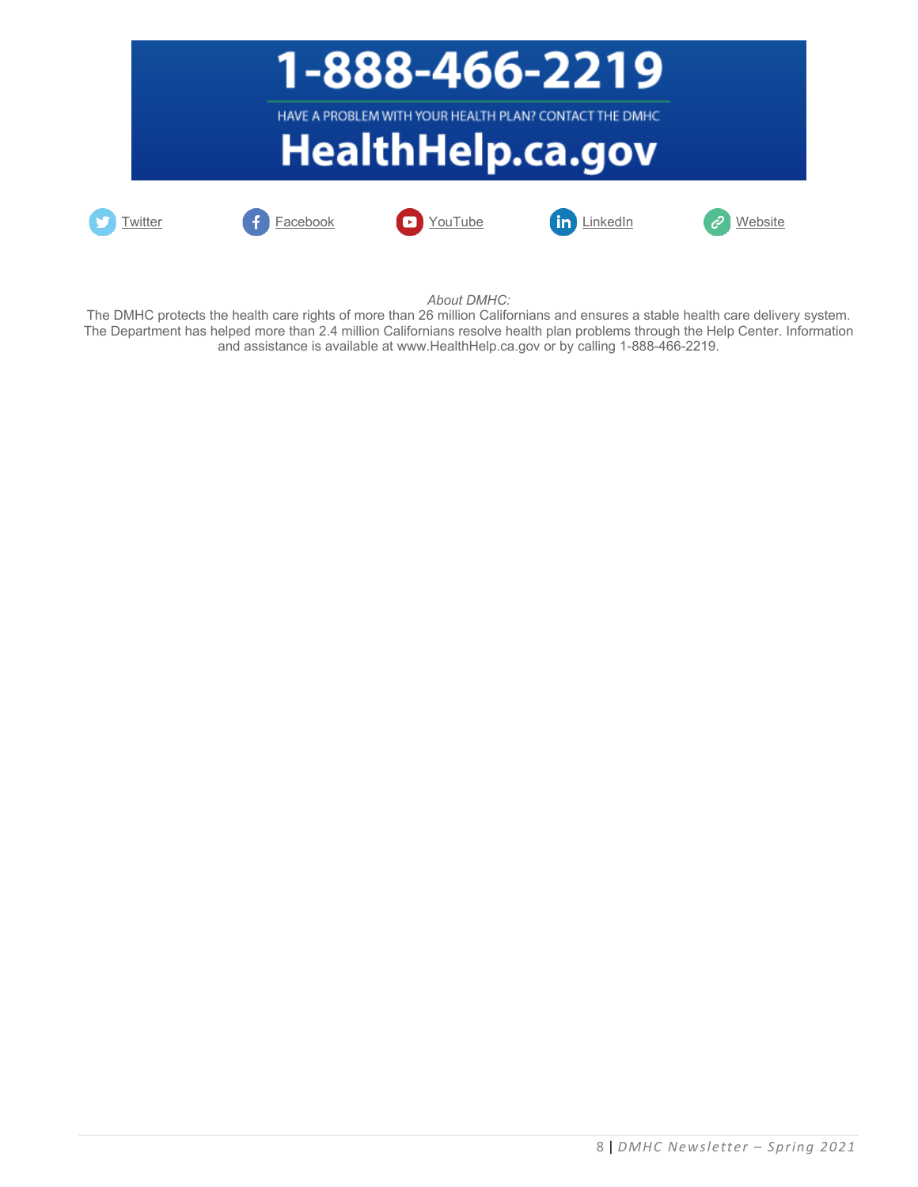1-888-466-2219

HAVE A PROBLEM WITH YOUR HEALTH PLAN? CONTACT THE DMHC

HealthHelp.ca.gov

Twitter Facebook YouTube LinkedIn Website

*About DMHC:*

The DMHC protects the health care rights of more than 26 million Californians and ensures a stable health care delivery system. The Department has helped more than 2.4 million Californians resolve health plan problems through the Help Center. Information and assistance is available at www.HealthHelp.ca.gov or by calling 1-888-466-2219.